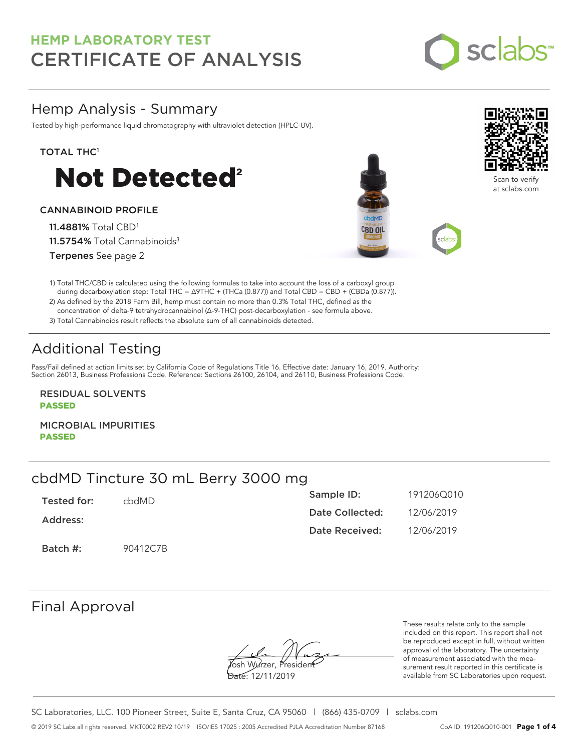# HEMP LABORATORY TEST

# CERTIFICATE OF ANALYSIS

## Hemp Analysis - Summary

Tested by high-performance liquid chromatography with ultraviolet detection (HPLC-UV).

**TOTAL THC**[1]

# Not Detected[2]

**CANNABINOID PROFILE**

**11.4881%** Total CBD[1]

**11.5754%** Total Cannabinoids[3]

**Terpenes** See page 2

Scan to verify at sclabs.com

1) Total THC/CBD is calculated using the following formulas to take into account the loss of a carboxyl group during decarboxylation step: Total THC = Δ9THC + (THCa (0.877)) and Total CBD = CBD + (CBDa (0.877)).
2) As defined by the 2018 Farm Bill, hemp must contain no more than 0.3% Total THC, defined as the concentration of delta-9 tetrahydrocannabinol (Δ-9-THC) post-decarboxylation - see formula above.
3) Total Cannabinoids result reflects the absolute sum of all cannabinoids detected.

## Additional Testing

Pass/Fail defined at action limits set by California Code of Regulations Title 16. Effective date: January 16, 2019. Authority: Section 26013, Business Professions Code. Reference: Sections 26100, 26104, and 26110, Business Professions Code.

**RESIDUAL SOLVENTS**
**PASSED**

**MICROBIAL IMPURITIES**
**PASSED**

## cbdMD Tincture 30 mL Berry 3000 mg

| | | | |
|---|---|---|---|
| **Tested for:** | cbdMD | **Sample ID:** | 191206Q010 |
| **Address:** | | **Date Collected:** | 12/06/2019 |
| | | **Date Received:** | 12/06/2019 |
| **Batch #:** | 90412C7B | | |

## Final Approval

Josh Wurzer, President

Date: 12/11/2019

These results relate only to the sample included on this report. This report shall not be reproduced except in full, without written approval of the laboratory. The uncertainty of measurement associated with the measurement result reported in this certificate is available from SC Laboratories upon request.

SC Laboratories, LLC. 100 Pioneer Street, Suite E, Santa Cruz, CA 95060 | (866) 435-0709 | sclabs.com

© 2019 SC Labs all rights reserved. MKT0002 REV2 10/19 ISO/IES 17025 : 2005 Accredited PJLA Accreditation Number 87168 CoA ID: 191206Q010-001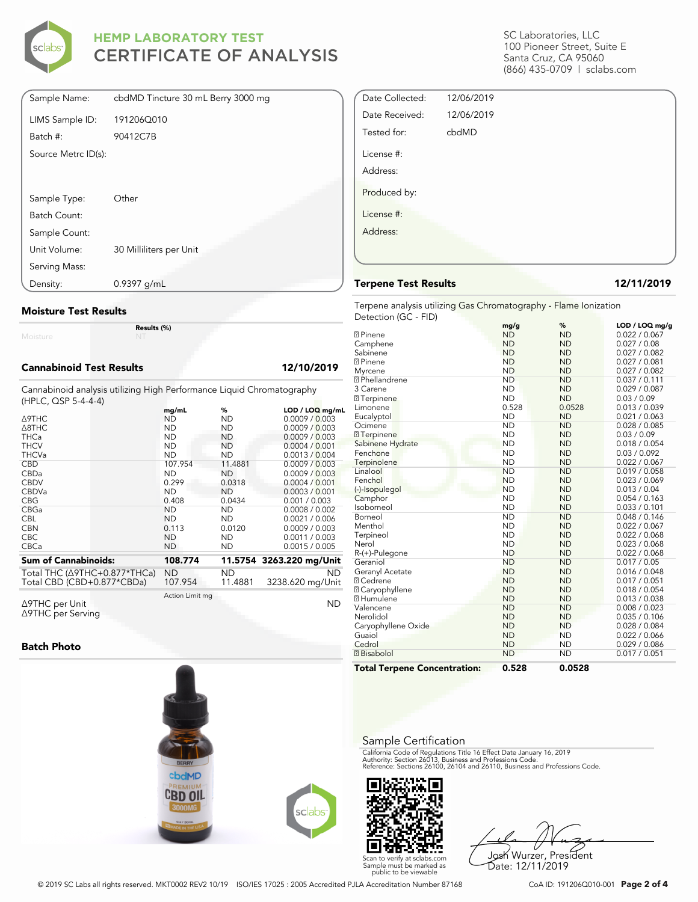# HEMP LABORATORY TEST
# CERTIFICATE OF ANALYSIS

SC Laboratories, LLC
100 Pioneer Street, Suite E
Santa Cruz, CA 95060
(866) 435-0709 | sclabs.com

| | |
|---|---|
| Sample Name: | cbdMD Tincture 30 mL Berry 3000 mg |
| LIMS Sample ID: | 191206Q010 |
| Batch #: | 90412C7B |
| Source Metrc ID(s): | |
| Sample Type: | Other |
| Batch Count: | |
| Sample Count: | |
| Unit Volume: | 30 Milliliters per Unit |
| Serving Mass: | |
| Density: | 0.9397 g/mL |

| | |
|---|---|
| Date Collected: | 12/06/2019 |
| Date Received: | 12/06/2019 |
| Tested for: | cbdMD |
| License #: | |
| Address: | |
| Produced by: | |
| License #: | |
| Address: | |

## Moisture Test Results

| | Results (%) |
|---|---|
| Moisture | NT |

## Cannabinoid Test Results — 12/10/2019

Cannabinoid analysis utilizing High Performance Liquid Chromatography (HPLC, QSP 5-4-4-4)

| | mg/mL | % | LOD / LOQ mg/mL |
|---|---|---|---|
| Δ9THC | ND | ND | 0.0009 / 0.003 |
| Δ8THC | ND | ND | 0.0009 / 0.003 |
| THCa | ND | ND | 0.0009 / 0.003 |
| THCV | ND | ND | 0.0004 / 0.001 |
| THCVa | ND | ND | 0.0013 / 0.004 |
| CBD | 107.954 | 11.4881 | 0.0009 / 0.003 |
| CBDa | ND | ND | 0.0009 / 0.003 |
| CBDV | 0.299 | 0.0318 | 0.0004 / 0.001 |
| CBDVa | ND | ND | 0.0003 / 0.001 |
| CBG | 0.408 | 0.0434 | 0.001 / 0.003 |
| CBGa | ND | ND | 0.0008 / 0.002 |
| CBL | ND | ND | 0.0021 / 0.006 |
| CBN | 0.113 | 0.0120 | 0.0009 / 0.003 |
| CBC | ND | ND | 0.0011 / 0.003 |
| CBCa | ND | ND | 0.0015 / 0.005 |
| **Sum of Cannabinoids:** | **108.774** | **11.5754** | **3263.220 mg/Unit** |
| Total THC (Δ9THC+0.877*THCa) | ND | ND | ND |
| Total CBD (CBD+0.877*CBDa) | 107.954 | 11.4881 | 3238.620 mg/Unit |

| | Action Limit mg | |
|---|---|---|
| Δ9THC per Unit | | ND |
| Δ9THC per Serving | | |

## Batch Photo

## Terpene Test Results — 12/11/2019

Terpene analysis utilizing Gas Chromatography - Flame Ionization Detection (GC - FID)

| | mg/g | % | LOD / LOQ mg/g |
|---|---|---|---|
| ? Pinene | ND | ND | 0.022 / 0.067 |
| Camphene | ND | ND | 0.027 / 0.08 |
| Sabinene | ND | ND | 0.027 / 0.082 |
| ? Pinene | ND | ND | 0.027 / 0.081 |
| Myrcene | ND | ND | 0.027 / 0.082 |
| ? Phellandrene | ND | ND | 0.037 / 0.111 |
| 3 Carene | ND | ND | 0.029 / 0.087 |
| ? Terpinene | ND | ND | 0.03 / 0.09 |
| Limonene | 0.528 | 0.0528 | 0.013 / 0.039 |
| Eucalyptol | ND | ND | 0.021 / 0.063 |
| Ocimene | ND | ND | 0.028 / 0.085 |
| ? Terpinene | ND | ND | 0.03 / 0.09 |
| Sabinene Hydrate | ND | ND | 0.018 / 0.054 |
| Fenchone | ND | ND | 0.03 / 0.092 |
| Terpinolene | ND | ND | 0.022 / 0.067 |
| Linalool | ND | ND | 0.019 / 0.058 |
| Fenchol | ND | ND | 0.023 / 0.069 |
| (-)-Isopulegol | ND | ND | 0.013 / 0.04 |
| Camphor | ND | ND | 0.054 / 0.163 |
| Isoborneol | ND | ND | 0.033 / 0.101 |
| Borneol | ND | ND | 0.048 / 0.146 |
| Menthol | ND | ND | 0.022 / 0.067 |
| Terpineol | ND | ND | 0.022 / 0.068 |
| Nerol | ND | ND | 0.023 / 0.068 |
| R-(+)-Pulegone | ND | ND | 0.022 / 0.068 |
| Geraniol | ND | ND | 0.017 / 0.05 |
| Geranyl Acetate | ND | ND | 0.016 / 0.048 |
| ? Cedrene | ND | ND | 0.017 / 0.051 |
| ? Caryophyllene | ND | ND | 0.018 / 0.054 |
| ? Humulene | ND | ND | 0.013 / 0.038 |
| Valencene | ND | ND | 0.008 / 0.023 |
| Nerolidol | ND | ND | 0.035 / 0.106 |
| Caryophyllene Oxide | ND | ND | 0.028 / 0.084 |
| Guaiol | ND | ND | 0.022 / 0.066 |
| Cedrol | ND | ND | 0.029 / 0.086 |
| ? Bisabolol | ND | ND | 0.017 / 0.051 |
| **Total Terpene Concentration:** | **0.528** | **0.0528** | |

## Sample Certification

California Code of Regulations Title 16 Effect Date January 16, 2019
Authority: Section 26013, Business and Professions Code.
Reference: Sections 26100, 26104 and 26110, Business and Professions Code.

Scan to verify at sclabs.com
Sample must be marked as public to be viewable

Josh Wurzer, President
Date: 12/11/2019

© 2019 SC Labs all rights reserved. MKT0002 REV2 10/19 ISO/IES 17025 : 2005 Accredited PJLA Accreditation Number 87168

CoA ID: 191206Q010-001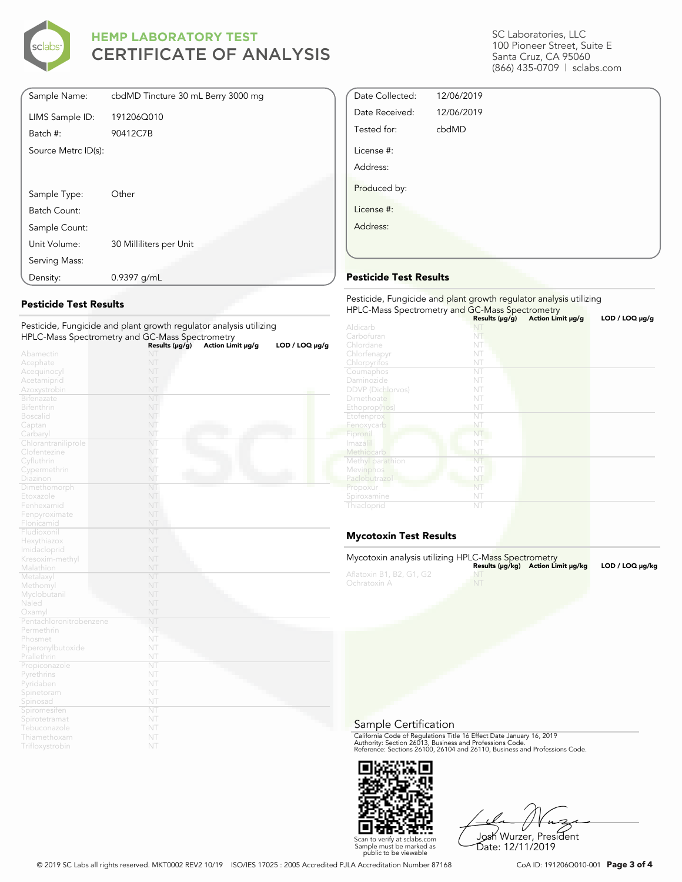# HEMP LABORATORY TEST
# CERTIFICATE OF ANALYSIS

SC Laboratories, LLC
100 Pioneer Street, Suite E
Santa Cruz, CA 95060
(866) 435-0709 | sclabs.com

| | |
|---|---|
| Sample Name: | cbdMD Tincture 30 mL Berry 3000 mg |
| LIMS Sample ID: | 191206Q010 |
| Batch #: | 90412C7B |
| Source Metrc ID(s): | |
| Sample Type: | Other |
| Batch Count: | |
| Sample Count: | |
| Unit Volume: | 30 Milliliters per Unit |
| Serving Mass: | |
| Density: | 0.9397 g/mL |

| | |
|---|---|
| Date Collected: | 12/06/2019 |
| Date Received: | 12/06/2019 |
| Tested for: | cbdMD |
| License #: | |
| Address: | |
| Produced by: | |
| License #: | |
| Address: | |

## Pesticide Test Results

Pesticide, Fungicide and plant growth regulator analysis utilizing HPLC-Mass Spectrometry and GC-Mass Spectrometry

| | Results (μg/g) | Action Limit μg/g | LOD / LOQ μg/g |
|---|---|---|---|
| Abamectin | NT | | |
| Acephate | NT | | |
| Acequinocyl | NT | | |
| Acetamiprid | NT | | |
| Azoxystrobin | NT | | |
| Bifenazate | NT | | |
| Bifenthrin | NT | | |
| Boscalid | NT | | |
| Captan | NT | | |
| Carbaryl | NT | | |
| Chlorantraniliprole | NT | | |
| Clofentezine | NT | | |
| Cyfluthrin | NT | | |
| Cypermethrin | NT | | |
| Diazinon | NT | | |
| Dimethomorph | NT | | |
| Etoxazole | NT | | |
| Fenhexamid | NT | | |
| Fenpyroximate | NT | | |
| Flonicamid | NT | | |
| Fludioxonil | NT | | |
| Hexythiazox | NT | | |
| Imidacloprid | NT | | |
| Kresoxim-methyl | NT | | |
| Malathion | NT | | |
| Metalaxyl | NT | | |
| Methomyl | NT | | |
| Myclobutanil | NT | | |
| Naled | NT | | |
| Oxamyl | NT | | |
| Pentachloronitrobenzene | NT | | |
| Permethrin | NT | | |
| Phosmet | NT | | |
| Piperonylbutoxide | NT | | |
| Prallethrin | NT | | |
| Propiconazole | NT | | |
| Pyrethrins | NT | | |
| Pyridaben | NT | | |
| Spinetoram | NT | | |
| Spinosad | NT | | |
| Spiromesifen | NT | | |
| Spirotetramat | NT | | |
| Tebuconazole | NT | | |
| Thiamethoxam | NT | | |
| Trifloxystrobin | NT | | |

## Pesticide Test Results

Pesticide, Fungicide and plant growth regulator analysis utilizing HPLC-Mass Spectrometry and GC-Mass Spectrometry

| | Results (μg/g) | Action Limit μg/g | LOD / LOQ μg/g |
|---|---|---|---|
| Aldicarb | NT | | |
| Carbofuran | NT | | |
| Chlordane | NT | | |
| Chlorfenapyr | NT | | |
| Chlorpyrifos | NT | | |
| Coumaphos | NT | | |
| Daminozide | NT | | |
| DDVP (Dichlorvos) | NT | | |
| Dimethoate | NT | | |
| Ethoprop(hos) | NT | | |
| Etofenprox | NT | | |
| Fenoxycarb | NT | | |
| Fipronil | NT | | |
| Imazalil | NT | | |
| Methiocarb | NT | | |
| Methyl parathion | NT | | |
| Mevinphos | NT | | |
| Paclobutrazol | NT | | |
| Propoxur | NT | | |
| Spiroxamine | NT | | |
| Thiacloprid | NT | | |

## Mycotoxin Test Results

Mycotoxin analysis utilizing HPLC-Mass Spectrometry

| | Results (μg/kg) | Action Limit μg/kg | LOD / LOQ μg/kg |
|---|---|---|---|
| Aflatoxin B1, B2, G1, G2 | NT | | |
| Ochratoxin A | NT | | |

## Sample Certification

California Code of Regulations Title 16 Effect Date January 16, 2019
Authority: Section 26013, Business and Professions Code.
Reference: Sections 26100, 26104 and 26110, Business and Professions Code.

Scan to verify at sclabs.com
Sample must be marked as public to be viewable

Josh Wurzer, President
Date: 12/11/2019

© 2019 SC Labs all rights reserved. MKT0002 REV2 10/19 ISO/IES 17025 : 2005 Accredited PJLA Accreditation Number 87168

CoA ID: 191206Q010-001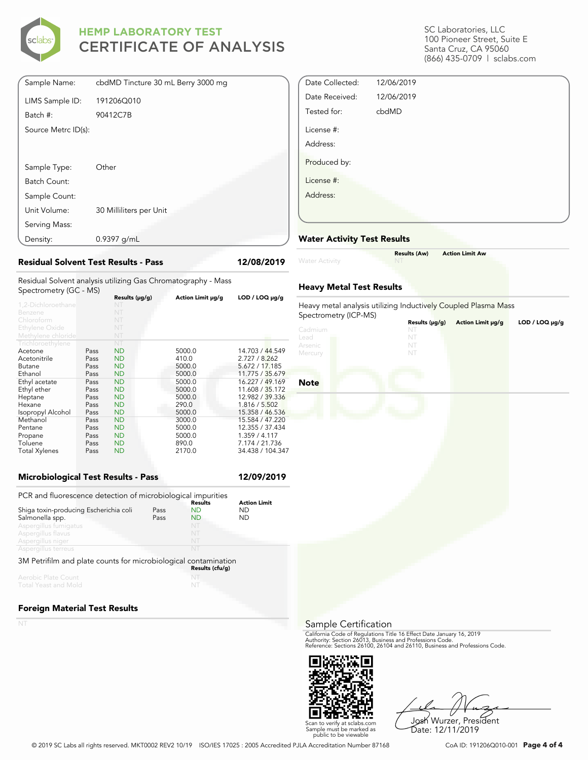# HEMP LABORATORY TEST
# CERTIFICATE OF ANALYSIS

SC Laboratories, LLC
100 Pioneer Street, Suite E
Santa Cruz, CA 95060
(866) 435-0709 | sclabs.com

| | |
|---|---|
| Sample Name: | cbdMD Tincture 30 mL Berry 3000 mg |
| LIMS Sample ID: | 191206Q010 |
| Batch #: | 90412C7B |
| Source Metrc ID(s): | |
| Sample Type: | Other |
| Batch Count: | |
| Sample Count: | |
| Unit Volume: | 30 Milliliters per Unit |
| Serving Mass: | |
| Density: | 0.9397 g/mL |

| | |
|---|---|
| Date Collected: | 12/06/2019 |
| Date Received: | 12/06/2019 |
| Tested for: | cbdMD |
| License #: | |
| Address: | |
| Produced by: | |
| License #: | |
| Address: | |

## Residual Solvent Test Results - Pass — 12/08/2019

Residual Solvent analysis utilizing Gas Chromatography - Mass Spectrometry (GC - MS)

| | | Results (µg/g) | Action Limit µg/g | LOD / LOQ µg/g |
|---|---|---|---|---|
| 1,2-Dichloroethane | | NT | | |
| Benzene | | NT | | |
| Chloroform | | NT | | |
| Ethylene Oxide | | NT | | |
| Methylene chloride | | NT | | |
| Trichloroethylene | | NT | | |
| Acetone | Pass | ND | 5000.0 | 14.703 / 44.549 |
| Acetonitrile | Pass | ND | 410.0 | 2.727 / 8.262 |
| Butane | Pass | ND | 5000.0 | 5.672 / 17.185 |
| Ethanol | Pass | ND | 5000.0 | 11.775 / 35.679 |
| Ethyl acetate | Pass | ND | 5000.0 | 16.227 / 49.169 |
| Ethyl ether | Pass | ND | 5000.0 | 11.608 / 35.172 |
| Heptane | Pass | ND | 5000.0 | 12.982 / 39.336 |
| Hexane | Pass | ND | 290.0 | 1.816 / 5.502 |
| Isopropyl Alcohol | Pass | ND | 5000.0 | 15.358 / 46.536 |
| Methanol | Pass | ND | 3000.0 | 15.584 / 47.220 |
| Pentane | Pass | ND | 5000.0 | 12.355 / 37.434 |
| Propane | Pass | ND | 5000.0 | 1.359 / 4.117 |
| Toluene | Pass | ND | 890.0 | 7.174 / 21.736 |
| Total Xylenes | Pass | ND | 2170.0 | 34.438 / 104.347 |

## Microbiological Test Results - Pass — 12/09/2019

PCR and fluorescence detection of microbiological impurities

| | | Results | Action Limit |
|---|---|---|---|
| Shiga toxin-producing Escherichia coli | Pass | ND | ND |
| Salmonella spp. | Pass | ND | ND |
| Aspergillus fumigatus | | NT | |
| Aspergillus flavus | | NT | |
| Aspergillus niger | | NT | |
| Aspergillus terreus | | NT | |

3M Petrifilm and plate counts for microbiological contamination

| | Results (cfu/g) |
|---|---|
| Aerobic Plate Count | NT |
| Total Yeast and Mold | NT |

## Foreign Material Test Results

NT

## Water Activity Test Results

| | Results (Aw) | Action Limit Aw |
|---|---|---|
| Water Activity | NT | |

## Heavy Metal Test Results

Heavy metal analysis utilizing Inductively Coupled Plasma Mass Spectrometry (ICP-MS)

| | Results (µg/g) | Action Limit µg/g | LOD / LOQ µg/g |
|---|---|---|---|
| Cadmium | NT | | |
| Lead | NT | | |
| Arsenic | NT | | |
| Mercury | NT | | |

## Note

## Sample Certification

California Code of Regulations Title 16 Effect Date January 16, 2019
Authority: Section 26013, Business and Professions Code.
Reference: Sections 26100, 26104 and 26110, Business and Professions Code.

Scan to verify at sclabs.com
Sample must be marked as public to be viewable

Josh Wurzer, President
Date: 12/11/2019

© 2019 SC Labs all rights reserved. MKT0002 REV2 10/19 ISO/IES 17025 : 2005 Accredited PJLA Accreditation Number 87168

CoA ID: 191206Q010-001